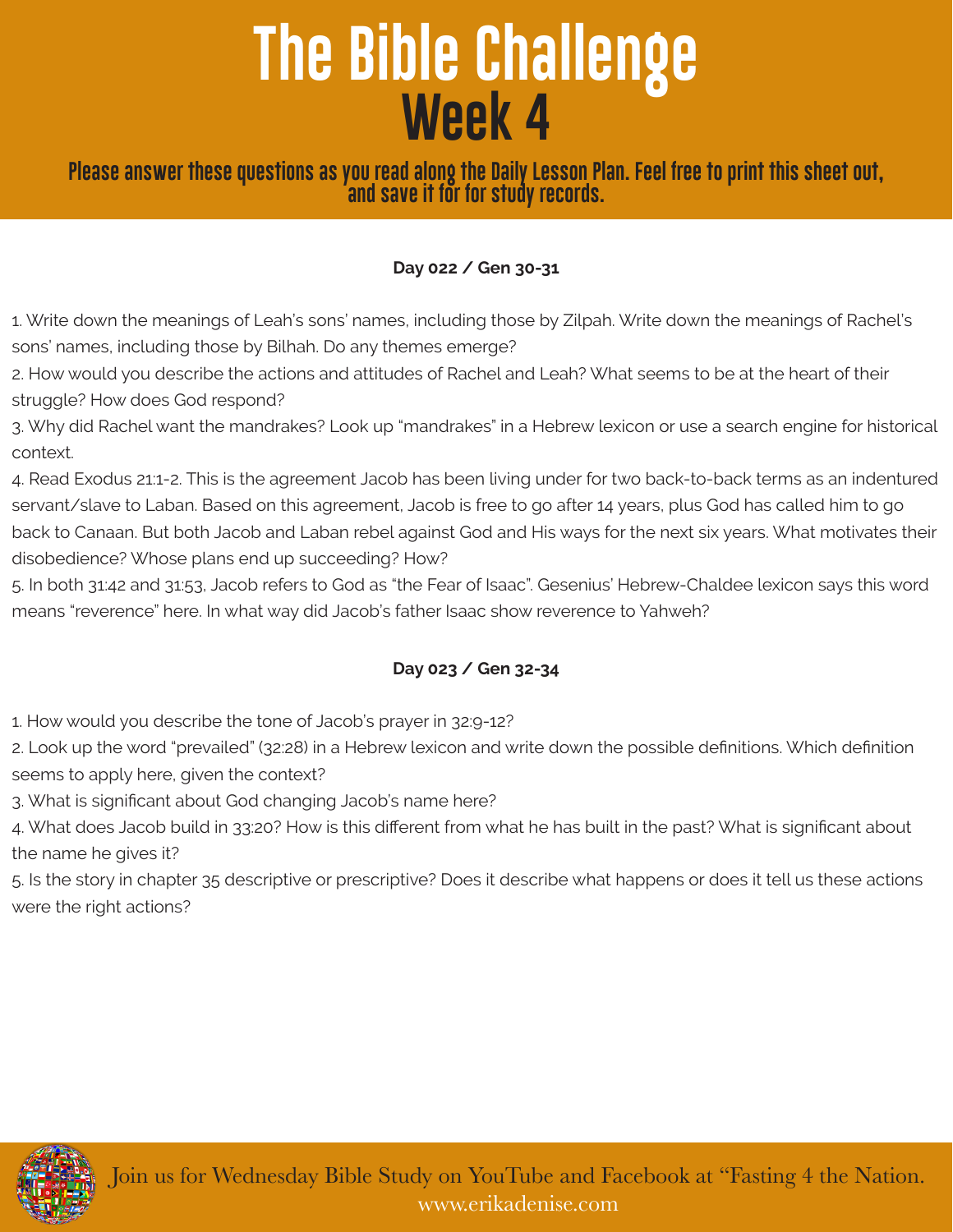# The Bible Challenge
# Week 4

**Please answer these questions as you read along the Daily Lesson Plan. Feel free to print this sheet out, and save it for for study records.**

### Day 022 / Gen 30-31

1. Write down the meanings of Leah's sons' names, including those by Zilpah. Write down the meanings of Rachel's sons' names, including those by Bilhah. Do any themes emerge?
2. How would you describe the actions and attitudes of Rachel and Leah? What seems to be at the heart of their struggle? How does God respond?
3. Why did Rachel want the mandrakes? Look up "mandrakes" in a Hebrew lexicon or use a search engine for historical context.
4. Read Exodus 21:1-2. This is the agreement Jacob has been living under for two back-to-back terms as an indentured servant/slave to Laban. Based on this agreement, Jacob is free to go after 14 years, plus God has called him to go back to Canaan. But both Jacob and Laban rebel against God and His ways for the next six years. What motivates their disobedience? Whose plans end up succeeding? How?
5. In both 31:42 and 31:53, Jacob refers to God as "the Fear of Isaac". Gesenius' Hebrew-Chaldee lexicon says this word means "reverence" here. In what way did Jacob's father Isaac show reverence to Yahweh?

### Day 023 / Gen 32-34

1. How would you describe the tone of Jacob's prayer in 32:9-12?
2. Look up the word "prevailed" (32:28) in a Hebrew lexicon and write down the possible definitions. Which definition seems to apply here, given the context?
3. What is significant about God changing Jacob's name here?
4. What does Jacob build in 33:20? How is this different from what he has built in the past? What is significant about the name he gives it?
5. Is the story in chapter 35 descriptive or prescriptive? Does it describe what happens or does it tell us these actions were the right actions?

Join us for Wednesday Bible Study on YouTube and Facebook at "Fasting 4 the Nation.
www.erikadenise.com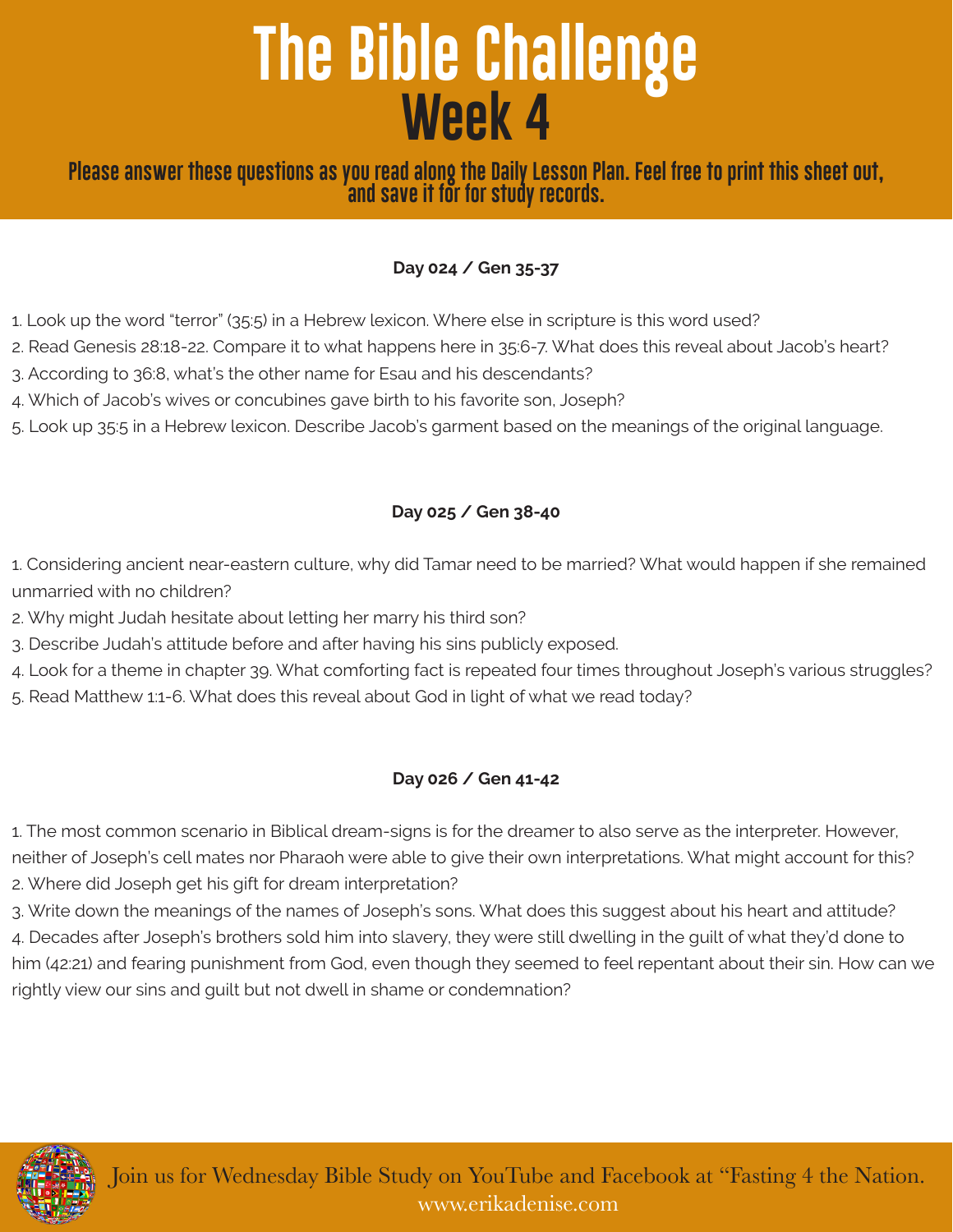# The Bible Challenge
## Week 4

**Please answer these questions as you read along the Daily Lesson Plan. Feel free to print this sheet out, and save it for for study records.**

### Day 024 / Gen 35-37

1. Look up the word “terror” (35:5) in a Hebrew lexicon. Where else in scripture is this word used?
2. Read Genesis 28:18-22. Compare it to what happens here in 35:6-7. What does this reveal about Jacob’s heart?
3. According to 36:8, what’s the other name for Esau and his descendants?
4. Which of Jacob’s wives or concubines gave birth to his favorite son, Joseph?
5. Look up 35:5 in a Hebrew lexicon. Describe Jacob’s garment based on the meanings of the original language.

### Day 025 / Gen 38-40

1. Considering ancient near-eastern culture, why did Tamar need to be married? What would happen if she remained unmarried with no children?
2. Why might Judah hesitate about letting her marry his third son?
3. Describe Judah’s attitude before and after having his sins publicly exposed.
4. Look for a theme in chapter 39. What comforting fact is repeated four times throughout Joseph’s various struggles?
5. Read Matthew 1:1-6. What does this reveal about God in light of what we read today?

### Day 026 / Gen 41-42

1. The most common scenario in Biblical dream-signs is for the dreamer to also serve as the interpreter. However, neither of Joseph’s cell mates nor Pharaoh were able to give their own interpretations. What might account for this?
2. Where did Joseph get his gift for dream interpretation?
3. Write down the meanings of the names of Joseph’s sons. What does this suggest about his heart and attitude?
4. Decades after Joseph’s brothers sold him into slavery, they were still dwelling in the guilt of what they’d done to him (42:21) and fearing punishment from God, even though they seemed to feel repentant about their sin. How can we rightly view our sins and guilt but not dwell in shame or condemnation?

Join us for Wednesday Bible Study on YouTube and Facebook at “Fasting 4 the Nation.
www.erikadenise.com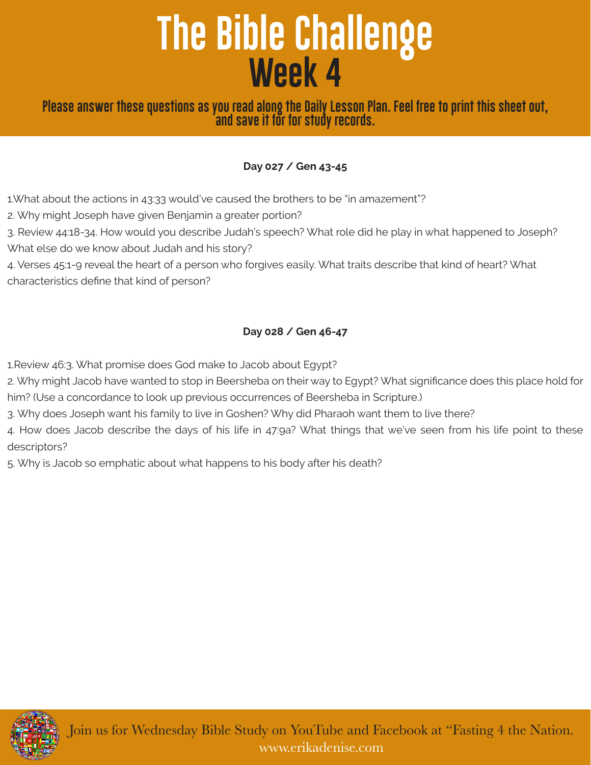# The Bible Challenge
# Week 4

**Please answer these questions as you read along the Daily Lesson Plan. Feel free to print this sheet out, and save it for for study records.**

### Day 027 / Gen 43-45

1.What about the actions in 43:33 would've caused the brothers to be "in amazement"?
2. Why might Joseph have given Benjamin a greater portion?
3. Review 44:18-34. How would you describe Judah's speech? What role did he play in what happened to Joseph? What else do we know about Judah and his story?
4. Verses 45:1-9 reveal the heart of a person who forgives easily. What traits describe that kind of heart? What characteristics define that kind of person?

### Day 028 / Gen 46-47

1.Review 46:3. What promise does God make to Jacob about Egypt?
2. Why might Jacob have wanted to stop in Beersheba on their way to Egypt? What significance does this place hold for him? (Use a concordance to look up previous occurrences of Beersheba in Scripture.)
3. Why does Joseph want his family to live in Goshen? Why did Pharaoh want them to live there?
4. How does Jacob describe the days of his life in 47:9a? What things that we've seen from his life point to these descriptors?
5. Why is Jacob so emphatic about what happens to his body after his death?

Join us for Wednesday Bible Study on YouTube and Facebook at "Fasting 4 the Nation.
www.erikadenise.com